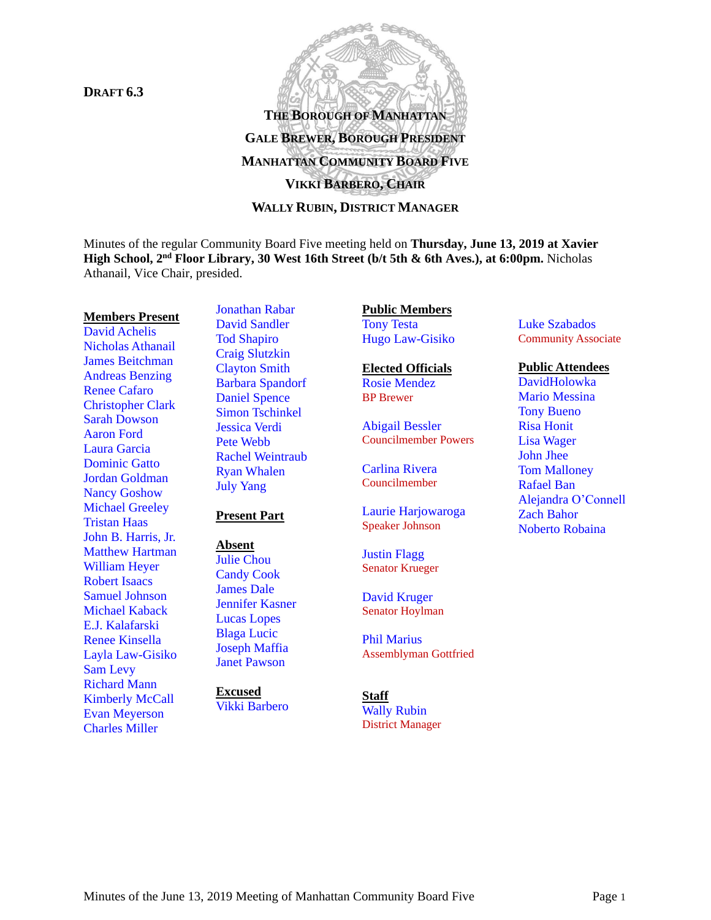**DRAFT 6.3**

**THE BOROUGH OF MANHATTAN**

**GALE BREWER, BOROUGH PRESIDENT**

**MANHATTAN COMMUNITY BOARD FIVE**

**VIKKI BARBERO, CHAIR**

**WALLY RUBIN, DISTRICT MANAGER**

Minutes of the regular Community Board Five meeting held on **Thursday, June 13, 2019 at Xavier High School, 2nd Floor Library, 30 West 16th Street (b/t 5th & 6th Aves.), at 6:00pm.** Nicholas Athanail, Vice Chair, presided.

**Members Present**

David Achelis
Nicholas Athanail
James Beitchman
Andreas Benzing
Renee Cafaro
Christopher Clark
Sarah Dowson
Aaron Ford
Laura Garcia
Dominic Gatto
Jordan Goldman
Nancy Goshow
Michael Greeley
Tristan Haas
John B. Harris, Jr.
Matthew Hartman
William Heyer
Robert Isaacs
Samuel Johnson
Michael Kaback
E.J. Kalafarski
Renee Kinsella
Layla Law-Gisiko
Sam Levy
Richard Mann
Kimberly McCall
Evan Meyerson
Charles Miller
Jonathan Rabar
David Sandler
Tod Shapiro
Craig Slutzkin
Clayton Smith
Barbara Spandorf
Daniel Spence
Simon Tschinkel
Jessica Verdi
Pete Webb
Rachel Weintraub
Ryan Whalen
July Yang

**Present Part**

**Absent**

Julie Chou
Candy Cook
James Dale
Jennifer Kasner
Lucas Lopes
Blaga Lucic
Joseph Maffia
Janet Pawson

**Excused**

Vikki Barbero

**Public Members**

Tony Testa
Hugo Law-Gisiko

**Elected Officials**

Rosie Mendez
BP Brewer

Abigail Bessler
Councilmember Powers

Carlina Rivera
Councilmember

Laurie Harjowaroga
Speaker Johnson

Justin Flagg
Senator Krueger

David Kruger
Senator Hoylman

Phil Marius
Assemblyman Gottfried

**Staff**

Wally Rubin
District Manager

Luke Szabados
Community Associate

**Public Attendees**

DavidHolowka
Mario Messina
Tony Bueno
Risa Honit
Lisa Wager
John Jhee
Tom Malloney
Rafael Ban
Alejandra O'Connell
Zach Bahor
Noberto Robaina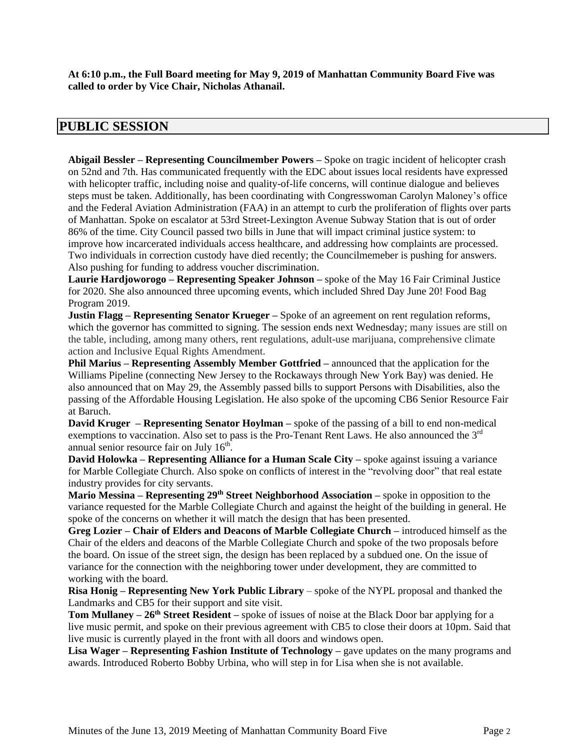**At 6:10 p.m., the Full Board meeting for May 9, 2019 of Manhattan Community Board Five was called to order by Vice Chair, Nicholas Athanail.**

## PUBLIC SESSION

**Abigail Bessler – Representing Councilmember Powers –** Spoke on tragic incident of helicopter crash on 52nd and 7th. Has communicated frequently with the EDC about issues local residents have expressed with helicopter traffic, including noise and quality-of-life concerns, will continue dialogue and believes steps must be taken. Additionally, has been coordinating with Congresswoman Carolyn Maloney's office and the Federal Aviation Administration (FAA) in an attempt to curb the proliferation of flights over parts of Manhattan. Spoke on escalator at 53rd Street-Lexington Avenue Subway Station that is out of order 86% of the time. City Council passed two bills in June that will impact criminal justice system: to improve how incarcerated individuals access healthcare, and addressing how complaints are processed. Two individuals in correction custody have died recently; the Councilmemeber is pushing for answers. Also pushing for funding to address voucher discrimination.

**Laurie Hardjoworogo – Representing Speaker Johnson –** spoke of the May 16 Fair Criminal Justice for 2020. She also announced three upcoming events, which included Shred Day June 20! Food Bag Program 2019.

**Justin Flagg – Representing Senator Krueger –** Spoke of an agreement on rent regulation reforms, which the governor has committed to signing. The session ends next Wednesday; many issues are still on the table, including, among many others, rent regulations, adult-use marijuana, comprehensive climate action and Inclusive Equal Rights Amendment.

**Phil Marius – Representing Assembly Member Gottfried –** announced that the application for the Williams Pipeline (connecting New Jersey to the Rockaways through New York Bay) was denied. He also announced that on May 29, the Assembly passed bills to support Persons with Disabilities, also the passing of the Affordable Housing Legislation. He also spoke of the upcoming CB6 Senior Resource Fair at Baruch.

**David Kruger – Representing Senator Hoylman –** spoke of the passing of a bill to end non-medical exemptions to vaccination. Also set to pass is the Pro-Tenant Rent Laws. He also announced the 3rd annual senior resource fair on July 16th.

**David Holowka – Representing Alliance for a Human Scale City –** spoke against issuing a variance for Marble Collegiate Church. Also spoke on conflicts of interest in the "revolving door" that real estate industry provides for city servants.

**Mario Messina – Representing 29th Street Neighborhood Association –** spoke in opposition to the variance requested for the Marble Collegiate Church and against the height of the building in general. He spoke of the concerns on whether it will match the design that has been presented.

**Greg Lozier – Chair of Elders and Deacons of Marble Collegiate Church –** introduced himself as the Chair of the elders and deacons of the Marble Collegiate Church and spoke of the two proposals before the board. On issue of the street sign, the design has been replaced by a subdued one. On the issue of variance for the connection with the neighboring tower under development, they are committed to working with the board.

**Risa Honig – Representing New York Public Library** – spoke of the NYPL proposal and thanked the Landmarks and CB5 for their support and site visit.

**Tom Mullaney – 26th Street Resident –** spoke of issues of noise at the Black Door bar applying for a live music permit, and spoke on their previous agreement with CB5 to close their doors at 10pm. Said that live music is currently played in the front with all doors and windows open.

**Lisa Wager – Representing Fashion Institute of Technology –** gave updates on the many programs and awards. Introduced Roberto Bobby Urbina, who will step in for Lisa when she is not available.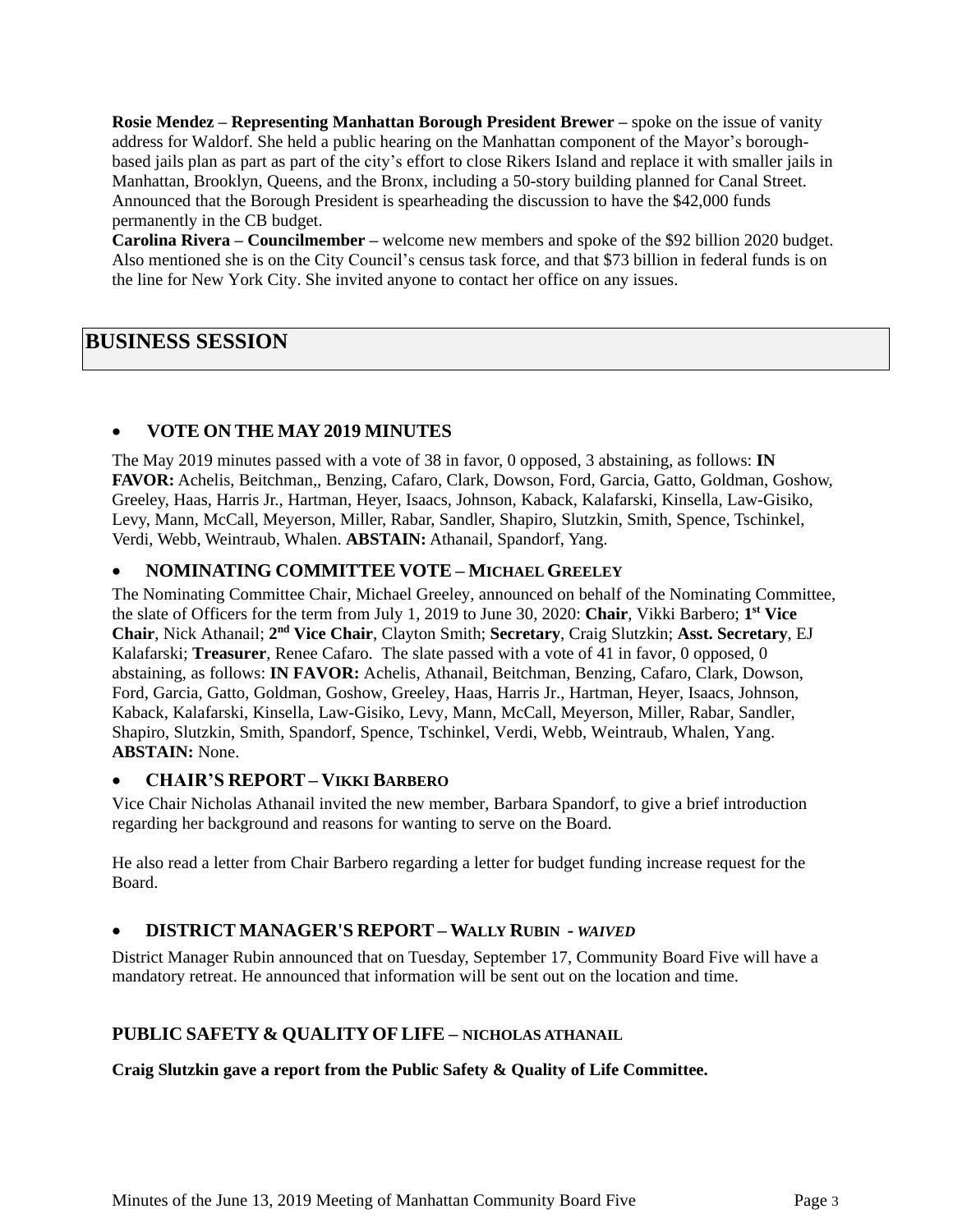**Rosie Mendez – Representing Manhattan Borough President Brewer –** spoke on the issue of vanity address for Waldorf. She held a public hearing on the Manhattan component of the Mayor's borough-based jails plan as part as part of the city's effort to close Rikers Island and replace it with smaller jails in Manhattan, Brooklyn, Queens, and the Bronx, including a 50-story building planned for Canal Street. Announced that the Borough President is spearheading the discussion to have the $42,000 funds permanently in the CB budget.

**Carolina Rivera – Councilmember –** welcome new members and spoke of the $92 billion 2020 budget. Also mentioned she is on the City Council's census task force, and that $73 billion in federal funds is on the line for New York City. She invited anyone to contact her office on any issues.

## BUSINESS SESSION

- **VOTE ON THE MAY 2019 MINUTES**

The May 2019 minutes passed with a vote of 38 in favor, 0 opposed, 3 abstaining, as follows: **IN FAVOR:** Achelis, Beitchman,, Benzing, Cafaro, Clark, Dowson, Ford, Garcia, Gatto, Goldman, Goshow, Greeley, Haas, Harris Jr., Hartman, Heyer, Isaacs, Johnson, Kaback, Kalafarski, Kinsella, Law-Gisiko, Levy, Mann, McCall, Meyerson, Miller, Rabar, Sandler, Shapiro, Slutzkin, Smith, Spence, Tschinkel, Verdi, Webb, Weintraub, Whalen. **ABSTAIN:** Athanail, Spandorf, Yang.

- **NOMINATING COMMITTEE VOTE – MICHAEL GREELEY**

The Nominating Committee Chair, Michael Greeley, announced on behalf of the Nominating Committee, the slate of Officers for the term from July 1, 2019 to June 30, 2020: **Chair**, Vikki Barbero; **1st Vice Chair**, Nick Athanail; **2nd Vice Chair**, Clayton Smith; **Secretary**, Craig Slutzkin; **Asst. Secretary**, EJ Kalafarski; **Treasurer**, Renee Cafaro. The slate passed with a vote of 41 in favor, 0 opposed, 0 abstaining, as follows: **IN FAVOR:** Achelis, Athanail, Beitchman, Benzing, Cafaro, Clark, Dowson, Ford, Garcia, Gatto, Goldman, Goshow, Greeley, Haas, Harris Jr., Hartman, Heyer, Isaacs, Johnson, Kaback, Kalafarski, Kinsella, Law-Gisiko, Levy, Mann, McCall, Meyerson, Miller, Rabar, Sandler, Shapiro, Slutzkin, Smith, Spandorf, Spence, Tschinkel, Verdi, Webb, Weintraub, Whalen, Yang. **ABSTAIN:** None.

- **CHAIR'S REPORT – VIKKI BARBERO**

Vice Chair Nicholas Athanail invited the new member, Barbara Spandorf, to give a brief introduction regarding her background and reasons for wanting to serve on the Board.

He also read a letter from Chair Barbero regarding a letter for budget funding increase request for the Board.

- **DISTRICT MANAGER'S REPORT – WALLY RUBIN** - ***WAIVED***

District Manager Rubin announced that on Tuesday, September 17, Community Board Five will have a mandatory retreat. He announced that information will be sent out on the location and time.

### PUBLIC SAFETY & QUALITY OF LIFE – NICHOLAS ATHANAIL

**Craig Slutzkin gave a report from the Public Safety & Quality of Life Committee.**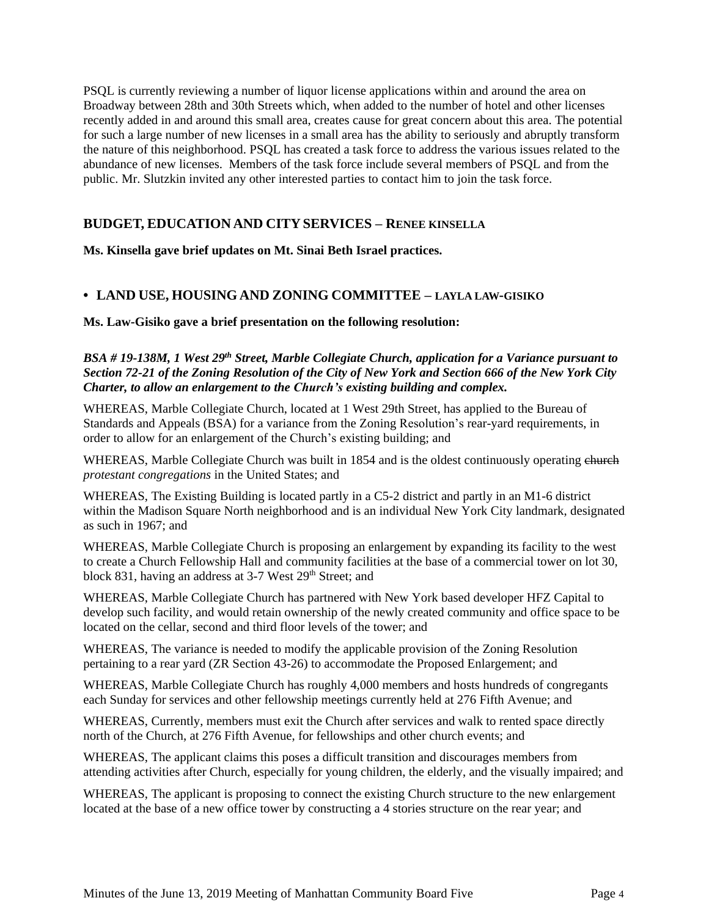PSQL is currently reviewing a number of liquor license applications within and around the area on Broadway between 28th and 30th Streets which, when added to the number of hotel and other licenses recently added in and around this small area, creates cause for great concern about this area. The potential for such a large number of new licenses in a small area has the ability to seriously and abruptly transform the nature of this neighborhood. PSQL has created a task force to address the various issues related to the abundance of new licenses. Members of the task force include several members of PSQL and from the public. Mr. Slutzkin invited any other interested parties to contact him to join the task force.

## BUDGET, EDUCATION AND CITY SERVICES – RENEE KINSELLA

**Ms. Kinsella gave brief updates on Mt. Sinai Beth Israel practices.**

## • LAND USE, HOUSING AND ZONING COMMITTEE – LAYLA LAW-GISIKO

**Ms. Law-Gisiko gave a brief presentation on the following resolution:**

***BSA # 19-138M, 1 West 29th Street, Marble Collegiate Church, application for a Variance pursuant to Section 72-21 of the Zoning Resolution of the City of New York and Section 666 of the New York City Charter, to allow an enlargement to the Church's existing building and complex.***

WHEREAS, Marble Collegiate Church, located at 1 West 29th Street, has applied to the Bureau of Standards and Appeals (BSA) for a variance from the Zoning Resolution's rear-yard requirements, in order to allow for an enlargement of the Church's existing building; and

WHEREAS, Marble Collegiate Church was built in 1854 and is the oldest continuously operating ~~church~~ *protestant congregations* in the United States; and

WHEREAS, The Existing Building is located partly in a C5-2 district and partly in an M1-6 district within the Madison Square North neighborhood and is an individual New York City landmark, designated as such in 1967; and

WHEREAS, Marble Collegiate Church is proposing an enlargement by expanding its facility to the west to create a Church Fellowship Hall and community facilities at the base of a commercial tower on lot 30, block 831, having an address at 3-7 West 29th Street; and

WHEREAS, Marble Collegiate Church has partnered with New York based developer HFZ Capital to develop such facility, and would retain ownership of the newly created community and office space to be located on the cellar, second and third floor levels of the tower; and

WHEREAS, The variance is needed to modify the applicable provision of the Zoning Resolution pertaining to a rear yard (ZR Section 43-26) to accommodate the Proposed Enlargement; and

WHEREAS, Marble Collegiate Church has roughly 4,000 members and hosts hundreds of congregants each Sunday for services and other fellowship meetings currently held at 276 Fifth Avenue; and

WHEREAS, Currently, members must exit the Church after services and walk to rented space directly north of the Church, at 276 Fifth Avenue, for fellowships and other church events; and

WHEREAS, The applicant claims this poses a difficult transition and discourages members from attending activities after Church, especially for young children, the elderly, and the visually impaired; and

WHEREAS, The applicant is proposing to connect the existing Church structure to the new enlargement located at the base of a new office tower by constructing a 4 stories structure on the rear year; and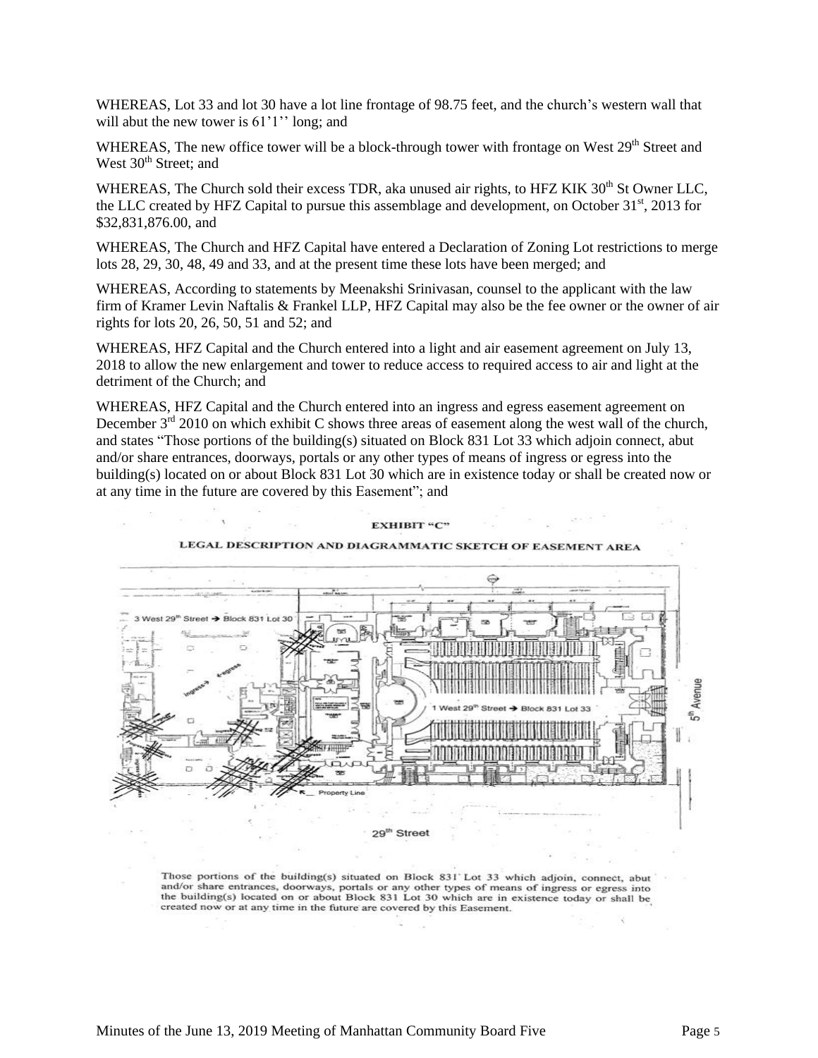WHEREAS, Lot 33 and lot 30 have a lot line frontage of 98.75 feet, and the church's western wall that will abut the new tower is 61'1'' long; and

WHEREAS, The new office tower will be a block-through tower with frontage on West 29th Street and West 30th Street; and

WHEREAS, The Church sold their excess TDR, aka unused air rights, to HFZ KIK 30th St Owner LLC, the LLC created by HFZ Capital to pursue this assemblage and development, on October 31st, 2013 for $32,831,876.00, and

WHEREAS, The Church and HFZ Capital have entered a Declaration of Zoning Lot restrictions to merge lots 28, 29, 30, 48, 49 and 33, and at the present time these lots have been merged; and

WHEREAS, According to statements by Meenakshi Srinivasan, counsel to the applicant with the law firm of Kramer Levin Naftalis & Frankel LLP, HFZ Capital may also be the fee owner or the owner of air rights for lots 20, 26, 50, 51 and 52; and

WHEREAS, HFZ Capital and the Church entered into a light and air easement agreement on July 13, 2018 to allow the new enlargement and tower to reduce access to required access to air and light at the detriment of the Church; and

WHEREAS, HFZ Capital and the Church entered into an ingress and egress easement agreement on December 3rd 2010 on which exhibit C shows three areas of easement along the west wall of the church, and states "Those portions of the building(s) situated on Block 831 Lot 33 which adjoin connect, abut and/or share entrances, doorways, portals or any other types of means of ingress or egress into the building(s) located on or about Block 831 Lot 30 which are in existence today or shall be created now or at any time in the future are covered by this Easement"; and

**EXHIBIT "C"**

**LEGAL DESCRIPTION AND DIAGRAMMATIC SKETCH OF EASEMENT AREA**

3 West 29th Street → Block 831 Lot 30

1 West 29th Street → Block 831 Lot 33

5th Avenue

Property Line

29th Street

Those portions of the building(s) situated on Block 831 Lot 33 which adjoin, connect, abut and/or share entrances, doorways, portals or any other types of means of ingress or egress into the building(s) located on or about Block 831 Lot 30 which are in existence today or shall be created now or at any time in the future are covered by this Easement.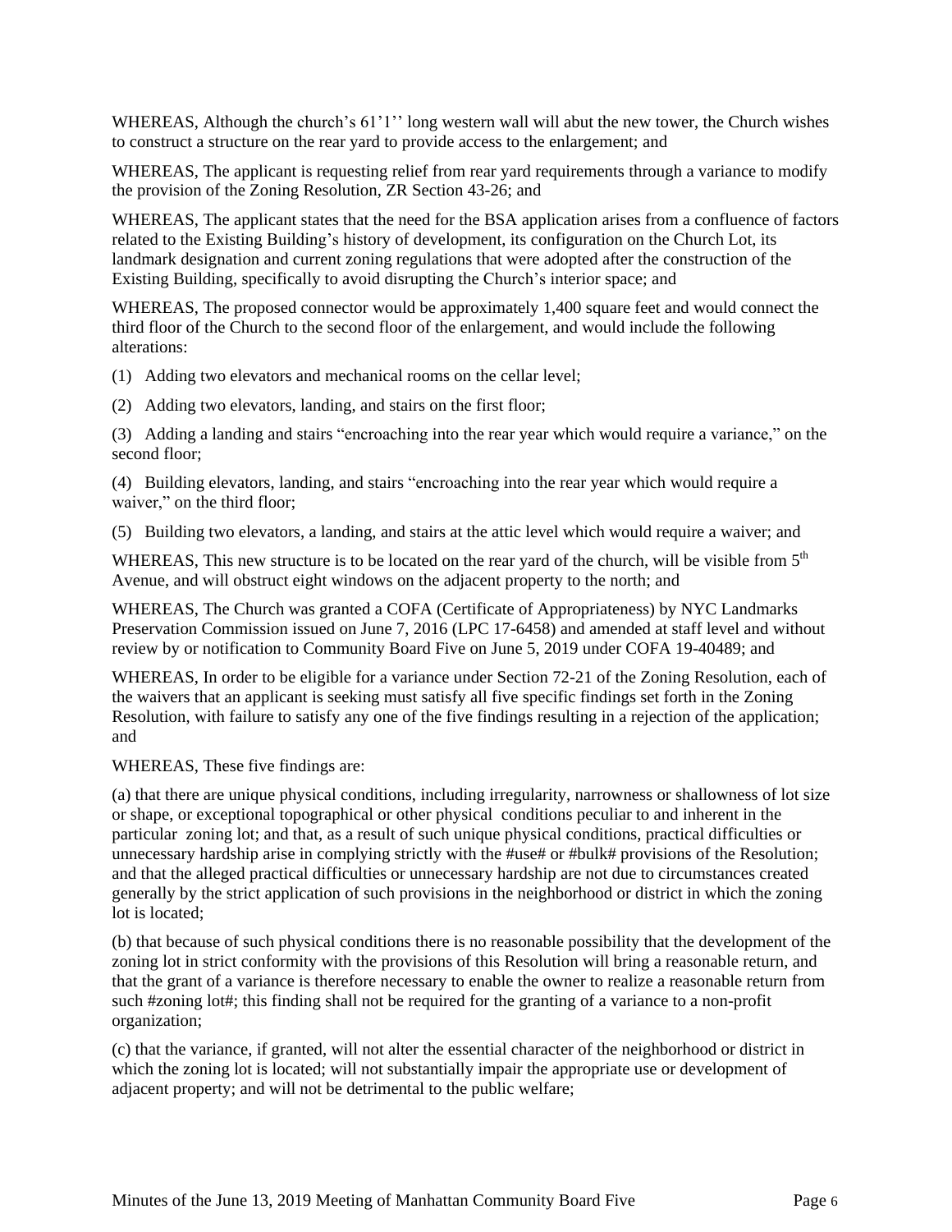WHEREAS, Although the church's 61'1'' long western wall will abut the new tower, the Church wishes to construct a structure on the rear yard to provide access to the enlargement; and

WHEREAS, The applicant is requesting relief from rear yard requirements through a variance to modify the provision of the Zoning Resolution, ZR Section 43-26; and

WHEREAS, The applicant states that the need for the BSA application arises from a confluence of factors related to the Existing Building's history of development, its configuration on the Church Lot, its landmark designation and current zoning regulations that were adopted after the construction of the Existing Building, specifically to avoid disrupting the Church's interior space; and

WHEREAS, The proposed connector would be approximately 1,400 square feet and would connect the third floor of the Church to the second floor of the enlargement, and would include the following alterations:

(1) Adding two elevators and mechanical rooms on the cellar level;

(2) Adding two elevators, landing, and stairs on the first floor;

(3) Adding a landing and stairs "encroaching into the rear year which would require a variance," on the second floor;

(4) Building elevators, landing, and stairs "encroaching into the rear year which would require a waiver," on the third floor;

(5) Building two elevators, a landing, and stairs at the attic level which would require a waiver; and

WHEREAS, This new structure is to be located on the rear yard of the church, will be visible from 5th Avenue, and will obstruct eight windows on the adjacent property to the north; and

WHEREAS, The Church was granted a COFA (Certificate of Appropriateness) by NYC Landmarks Preservation Commission issued on June 7, 2016 (LPC 17-6458) and amended at staff level and without review by or notification to Community Board Five on June 5, 2019 under COFA 19-40489; and

WHEREAS, In order to be eligible for a variance under Section 72-21 of the Zoning Resolution, each of the waivers that an applicant is seeking must satisfy all five specific findings set forth in the Zoning Resolution, with failure to satisfy any one of the five findings resulting in a rejection of the application; and

WHEREAS, These five findings are:

(a) that there are unique physical conditions, including irregularity, narrowness or shallowness of lot size or shape, or exceptional topographical or other physical conditions peculiar to and inherent in the particular zoning lot; and that, as a result of such unique physical conditions, practical difficulties or unnecessary hardship arise in complying strictly with the #use# or #bulk# provisions of the Resolution; and that the alleged practical difficulties or unnecessary hardship are not due to circumstances created generally by the strict application of such provisions in the neighborhood or district in which the zoning lot is located;

(b) that because of such physical conditions there is no reasonable possibility that the development of the zoning lot in strict conformity with the provisions of this Resolution will bring a reasonable return, and that the grant of a variance is therefore necessary to enable the owner to realize a reasonable return from such #zoning lot#; this finding shall not be required for the granting of a variance to a non-profit organization;

(c) that the variance, if granted, will not alter the essential character of the neighborhood or district in which the zoning lot is located; will not substantially impair the appropriate use or development of adjacent property; and will not be detrimental to the public welfare;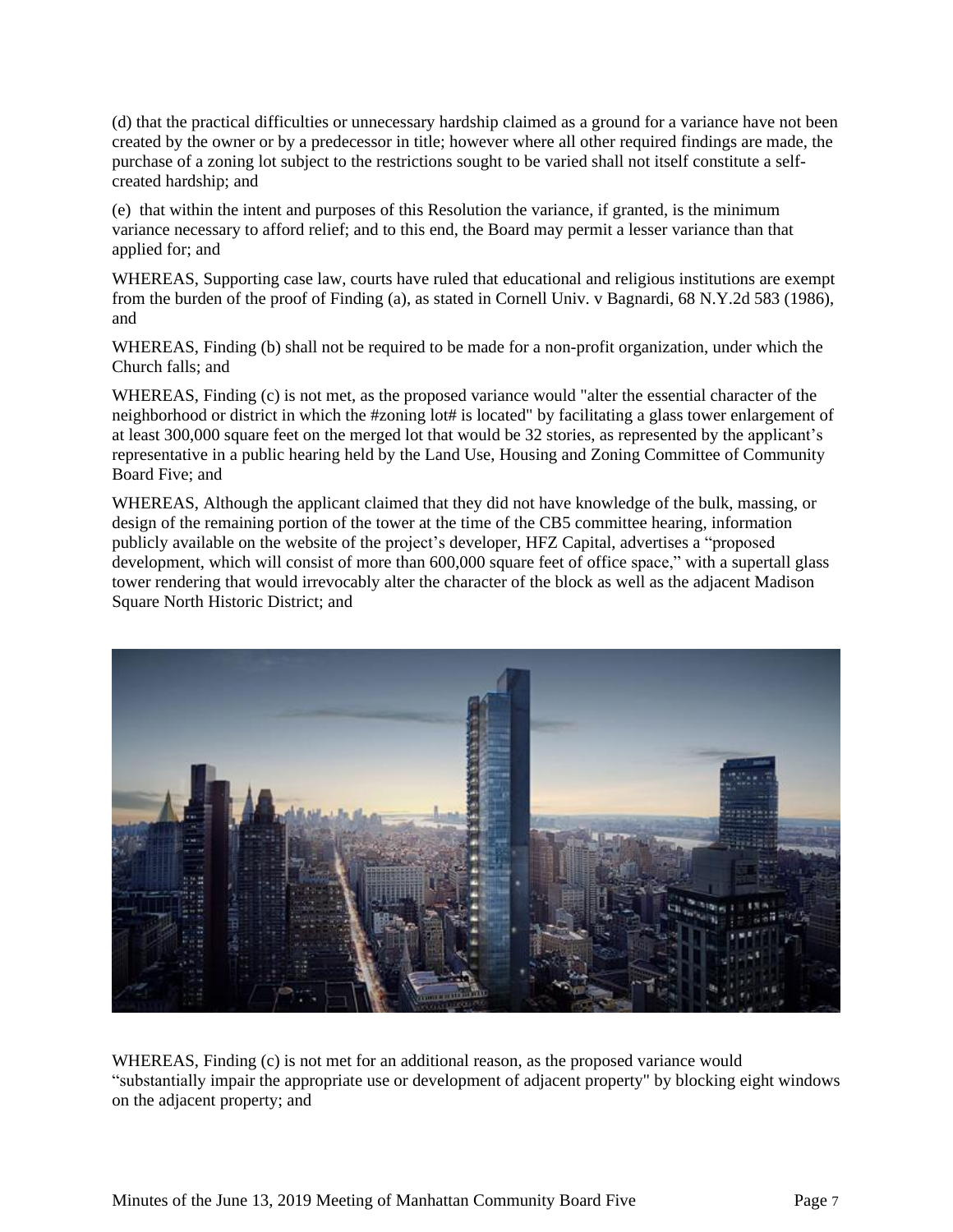(d) that the practical difficulties or unnecessary hardship claimed as a ground for a variance have not been created by the owner or by a predecessor in title; however where all other required findings are made, the purchase of a zoning lot subject to the restrictions sought to be varied shall not itself constitute a self-created hardship; and

(e) that within the intent and purposes of this Resolution the variance, if granted, is the minimum variance necessary to afford relief; and to this end, the Board may permit a lesser variance than that applied for; and

WHEREAS, Supporting case law, courts have ruled that educational and religious institutions are exempt from the burden of the proof of Finding (a), as stated in Cornell Univ. v Bagnardi, 68 N.Y.2d 583 (1986), and

WHEREAS, Finding (b) shall not be required to be made for a non-profit organization, under which the Church falls; and

WHEREAS, Finding (c) is not met, as the proposed variance would "alter the essential character of the neighborhood or district in which the #zoning lot# is located" by facilitating a glass tower enlargement of at least 300,000 square feet on the merged lot that would be 32 stories, as represented by the applicant's representative in a public hearing held by the Land Use, Housing and Zoning Committee of Community Board Five; and

WHEREAS, Although the applicant claimed that they did not have knowledge of the bulk, massing, or design of the remaining portion of the tower at the time of the CB5 committee hearing, information publicly available on the website of the project's developer, HFZ Capital, advertises a "proposed development, which will consist of more than 600,000 square feet of office space," with a supertall glass tower rendering that would irrevocably alter the character of the block as well as the adjacent Madison Square North Historic District; and

WHEREAS, Finding (c) is not met for an additional reason, as the proposed variance would "substantially impair the appropriate use or development of adjacent property" by blocking eight windows on the adjacent property; and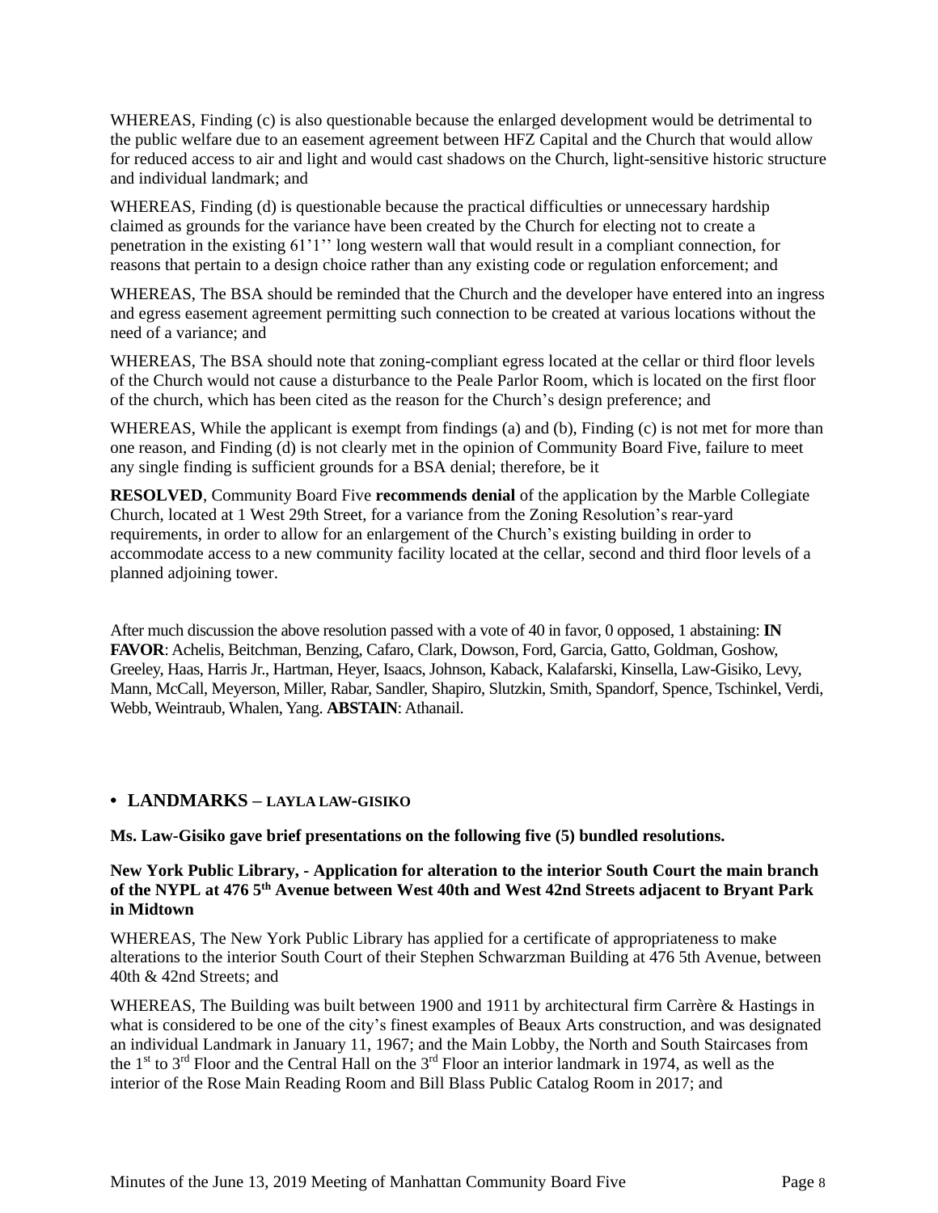WHEREAS, Finding (c) is also questionable because the enlarged development would be detrimental to the public welfare due to an easement agreement between HFZ Capital and the Church that would allow for reduced access to air and light and would cast shadows on the Church, light-sensitive historic structure and individual landmark; and

WHEREAS, Finding (d) is questionable because the practical difficulties or unnecessary hardship claimed as grounds for the variance have been created by the Church for electing not to create a penetration in the existing 61'1'' long western wall that would result in a compliant connection, for reasons that pertain to a design choice rather than any existing code or regulation enforcement; and

WHEREAS, The BSA should be reminded that the Church and the developer have entered into an ingress and egress easement agreement permitting such connection to be created at various locations without the need of a variance; and

WHEREAS, The BSA should note that zoning-compliant egress located at the cellar or third floor levels of the Church would not cause a disturbance to the Peale Parlor Room, which is located on the first floor of the church, which has been cited as the reason for the Church's design preference; and

WHEREAS, While the applicant is exempt from findings (a) and (b), Finding (c) is not met for more than one reason, and Finding (d) is not clearly met in the opinion of Community Board Five, failure to meet any single finding is sufficient grounds for a BSA denial; therefore, be it

**RESOLVED**, Community Board Five **recommends denial** of the application by the Marble Collegiate Church, located at 1 West 29th Street, for a variance from the Zoning Resolution's rear-yard requirements, in order to allow for an enlargement of the Church's existing building in order to accommodate access to a new community facility located at the cellar, second and third floor levels of a planned adjoining tower.

After much discussion the above resolution passed with a vote of 40 in favor, 0 opposed, 1 abstaining: **IN FAVOR**: Achelis, Beitchman, Benzing, Cafaro, Clark, Dowson, Ford, Garcia, Gatto, Goldman, Goshow, Greeley, Haas, Harris Jr., Hartman, Heyer, Isaacs, Johnson, Kaback, Kalafarski, Kinsella, Law-Gisiko, Levy, Mann, McCall, Meyerson, Miller, Rabar, Sandler, Shapiro, Slutzkin, Smith, Spandorf, Spence, Tschinkel, Verdi, Webb, Weintraub, Whalen, Yang. **ABSTAIN**: Athanail.

## • LANDMARKS – LAYLA LAW-GISIKO

**Ms. Law-Gisiko gave brief presentations on the following five (5) bundled resolutions.**

**New York Public Library, - Application for alteration to the interior South Court the main branch of the NYPL at 476 5th Avenue between West 40th and West 42nd Streets adjacent to Bryant Park in Midtown**

WHEREAS, The New York Public Library has applied for a certificate of appropriateness to make alterations to the interior South Court of their Stephen Schwarzman Building at 476 5th Avenue, between 40th & 42nd Streets; and

WHEREAS, The Building was built between 1900 and 1911 by architectural firm Carrère & Hastings in what is considered to be one of the city's finest examples of Beaux Arts construction, and was designated an individual Landmark in January 11, 1967; and the Main Lobby, the North and South Staircases from the 1st to 3rd Floor and the Central Hall on the 3rd Floor an interior landmark in 1974, as well as the interior of the Rose Main Reading Room and Bill Blass Public Catalog Room in 2017; and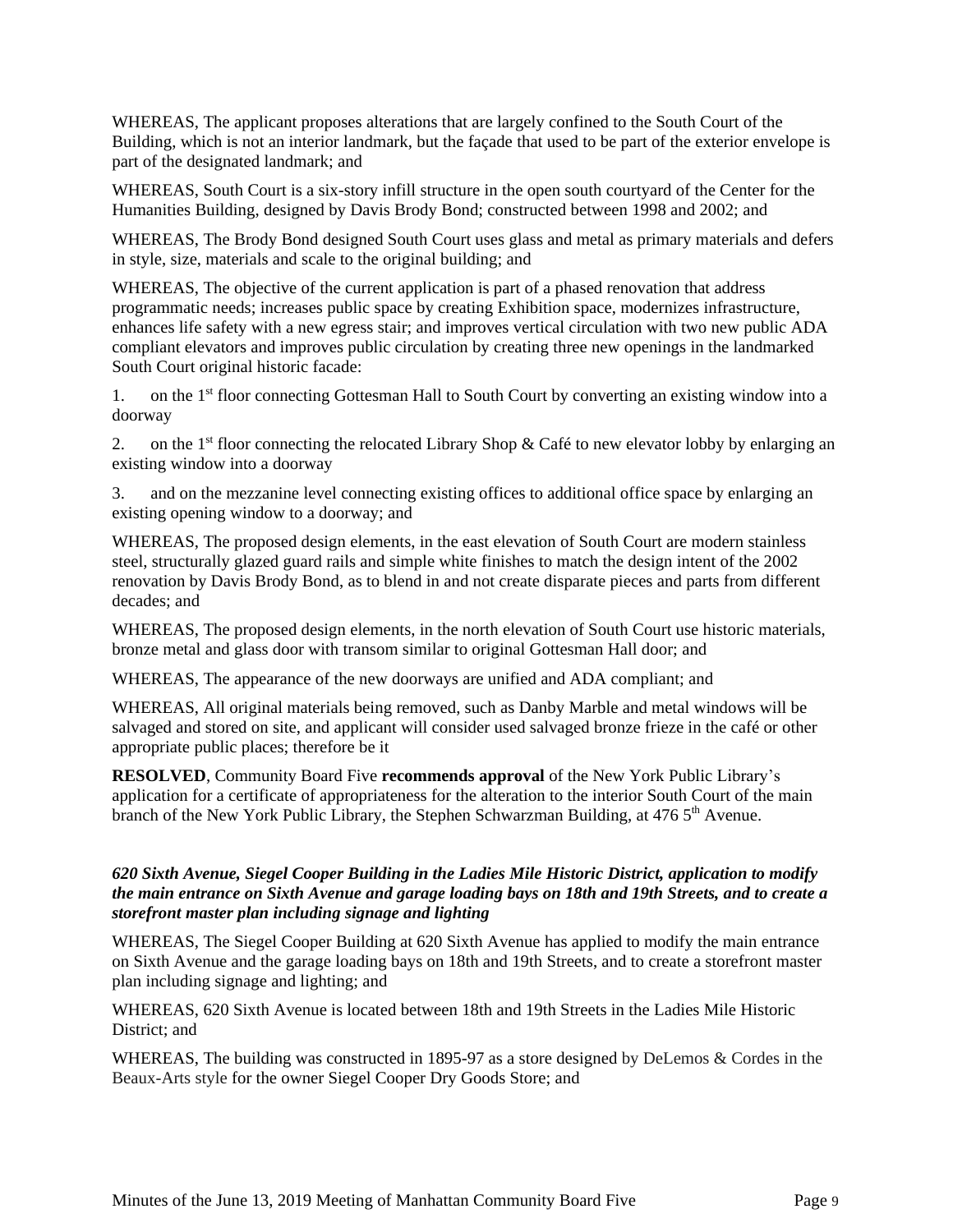WHEREAS, The applicant proposes alterations that are largely confined to the South Court of the Building, which is not an interior landmark, but the façade that used to be part of the exterior envelope is part of the designated landmark; and

WHEREAS, South Court is a six-story infill structure in the open south courtyard of the Center for the Humanities Building, designed by Davis Brody Bond; constructed between 1998 and 2002; and

WHEREAS, The Brody Bond designed South Court uses glass and metal as primary materials and defers in style, size, materials and scale to the original building; and

WHEREAS, The objective of the current application is part of a phased renovation that address programmatic needs; increases public space by creating Exhibition space, modernizes infrastructure, enhances life safety with a new egress stair; and improves vertical circulation with two new public ADA compliant elevators and improves public circulation by creating three new openings in the landmarked South Court original historic facade:

1. on the 1st floor connecting Gottesman Hall to South Court by converting an existing window into a doorway

2. on the 1st floor connecting the relocated Library Shop & Café to new elevator lobby by enlarging an existing window into a doorway

3. and on the mezzanine level connecting existing offices to additional office space by enlarging an existing opening window to a doorway; and

WHEREAS, The proposed design elements, in the east elevation of South Court are modern stainless steel, structurally glazed guard rails and simple white finishes to match the design intent of the 2002 renovation by Davis Brody Bond, as to blend in and not create disparate pieces and parts from different decades; and

WHEREAS, The proposed design elements, in the north elevation of South Court use historic materials, bronze metal and glass door with transom similar to original Gottesman Hall door; and

WHEREAS, The appearance of the new doorways are unified and ADA compliant; and

WHEREAS, All original materials being removed, such as Danby Marble and metal windows will be salvaged and stored on site, and applicant will consider used salvaged bronze frieze in the café or other appropriate public places; therefore be it

**RESOLVED**, Community Board Five **recommends approval** of the New York Public Library's application for a certificate of appropriateness for the alteration to the interior South Court of the main branch of the New York Public Library, the Stephen Schwarzman Building, at 476 5th Avenue.

***620 Sixth Avenue, Siegel Cooper Building in the Ladies Mile Historic District, application to modify the main entrance on Sixth Avenue and garage loading bays on 18th and 19th Streets, and to create a storefront master plan including signage and lighting***

WHEREAS, The Siegel Cooper Building at 620 Sixth Avenue has applied to modify the main entrance on Sixth Avenue and the garage loading bays on 18th and 19th Streets, and to create a storefront master plan including signage and lighting; and

WHEREAS, 620 Sixth Avenue is located between 18th and 19th Streets in the Ladies Mile Historic District; and

WHEREAS, The building was constructed in 1895-97 as a store designed by DeLemos & Cordes in the Beaux-Arts style for the owner Siegel Cooper Dry Goods Store; and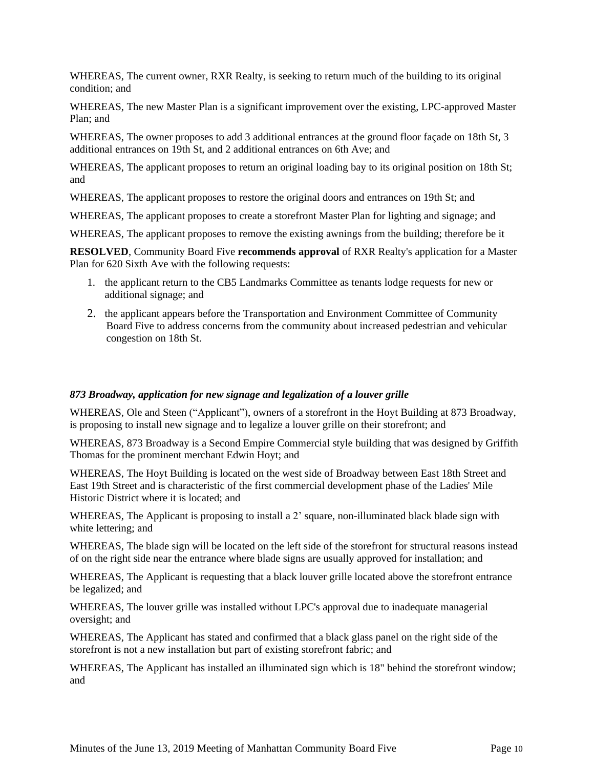WHEREAS, The current owner, RXR Realty, is seeking to return much of the building to its original condition; and

WHEREAS, The new Master Plan is a significant improvement over the existing, LPC-approved Master Plan; and

WHEREAS, The owner proposes to add 3 additional entrances at the ground floor façade on 18th St, 3 additional entrances on 19th St, and 2 additional entrances on 6th Ave; and

WHEREAS, The applicant proposes to return an original loading bay to its original position on 18th St; and

WHEREAS, The applicant proposes to restore the original doors and entrances on 19th St; and

WHEREAS, The applicant proposes to create a storefront Master Plan for lighting and signage; and

WHEREAS, The applicant proposes to remove the existing awnings from the building; therefore be it

**RESOLVED**, Community Board Five **recommends approval** of RXR Realty's application for a Master Plan for 620 Sixth Ave with the following requests:

1. the applicant return to the CB5 Landmarks Committee as tenants lodge requests for new or additional signage; and
2. the applicant appears before the Transportation and Environment Committee of Community Board Five to address concerns from the community about increased pedestrian and vehicular congestion on 18th St.

***873 Broadway, application for new signage and legalization of a louver grille***

WHEREAS, Ole and Steen ("Applicant"), owners of a storefront in the Hoyt Building at 873 Broadway, is proposing to install new signage and to legalize a louver grille on their storefront; and

WHEREAS, 873 Broadway is a Second Empire Commercial style building that was designed by Griffith Thomas for the prominent merchant Edwin Hoyt; and

WHEREAS, The Hoyt Building is located on the west side of Broadway between East 18th Street and East 19th Street and is characteristic of the first commercial development phase of the Ladies' Mile Historic District where it is located; and

WHEREAS, The Applicant is proposing to install a 2' square, non-illuminated black blade sign with white lettering; and

WHEREAS, The blade sign will be located on the left side of the storefront for structural reasons instead of on the right side near the entrance where blade signs are usually approved for installation; and

WHEREAS, The Applicant is requesting that a black louver grille located above the storefront entrance be legalized; and

WHEREAS, The louver grille was installed without LPC's approval due to inadequate managerial oversight; and

WHEREAS, The Applicant has stated and confirmed that a black glass panel on the right side of the storefront is not a new installation but part of existing storefront fabric; and

WHEREAS, The Applicant has installed an illuminated sign which is 18" behind the storefront window; and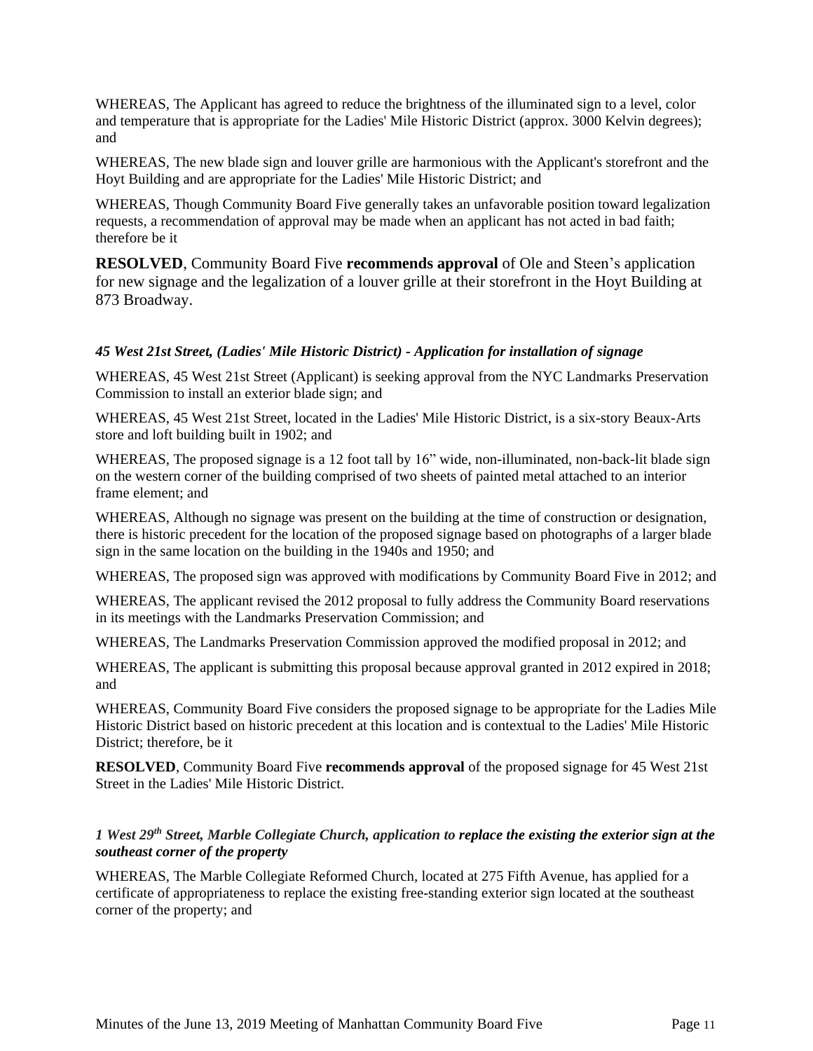WHEREAS, The Applicant has agreed to reduce the brightness of the illuminated sign to a level, color and temperature that is appropriate for the Ladies' Mile Historic District (approx. 3000 Kelvin degrees); and

WHEREAS, The new blade sign and louver grille are harmonious with the Applicant's storefront and the Hoyt Building and are appropriate for the Ladies' Mile Historic District; and

WHEREAS, Though Community Board Five generally takes an unfavorable position toward legalization requests, a recommendation of approval may be made when an applicant has not acted in bad faith; therefore be it

**RESOLVED**, Community Board Five **recommends approval** of Ole and Steen's application for new signage and the legalization of a louver grille at their storefront in the Hoyt Building at 873 Broadway.

***45 West 21st Street, (Ladies' Mile Historic District) - Application for installation of signage***

WHEREAS, 45 West 21st Street (Applicant) is seeking approval from the NYC Landmarks Preservation Commission to install an exterior blade sign; and

WHEREAS, 45 West 21st Street, located in the Ladies' Mile Historic District, is a six-story Beaux-Arts store and loft building built in 1902; and

WHEREAS, The proposed signage is a 12 foot tall by 16" wide, non-illuminated, non-back-lit blade sign on the western corner of the building comprised of two sheets of painted metal attached to an interior frame element; and

WHEREAS, Although no signage was present on the building at the time of construction or designation, there is historic precedent for the location of the proposed signage based on photographs of a larger blade sign in the same location on the building in the 1940s and 1950; and

WHEREAS, The proposed sign was approved with modifications by Community Board Five in 2012; and

WHEREAS, The applicant revised the 2012 proposal to fully address the Community Board reservations in its meetings with the Landmarks Preservation Commission; and

WHEREAS, The Landmarks Preservation Commission approved the modified proposal in 2012; and

WHEREAS, The applicant is submitting this proposal because approval granted in 2012 expired in 2018; and

WHEREAS, Community Board Five considers the proposed signage to be appropriate for the Ladies Mile Historic District based on historic precedent at this location and is contextual to the Ladies' Mile Historic District; therefore, be it

**RESOLVED**, Community Board Five **recommends approval** of the proposed signage for 45 West 21st Street in the Ladies' Mile Historic District.

***1 West 29th Street, Marble Collegiate Church, application to replace the existing the exterior sign at the southeast corner of the property***

WHEREAS, The Marble Collegiate Reformed Church, located at 275 Fifth Avenue, has applied for a certificate of appropriateness to replace the existing free-standing exterior sign located at the southeast corner of the property; and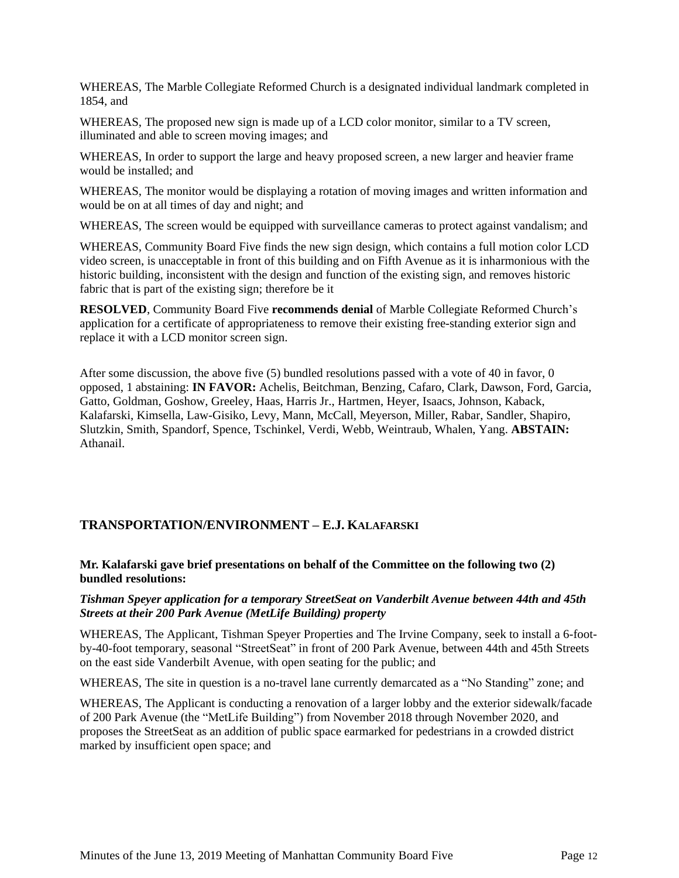WHEREAS, The Marble Collegiate Reformed Church is a designated individual landmark completed in 1854, and

WHEREAS, The proposed new sign is made up of a LCD color monitor, similar to a TV screen, illuminated and able to screen moving images; and

WHEREAS, In order to support the large and heavy proposed screen, a new larger and heavier frame would be installed; and

WHEREAS, The monitor would be displaying a rotation of moving images and written information and would be on at all times of day and night; and

WHEREAS, The screen would be equipped with surveillance cameras to protect against vandalism; and

WHEREAS, Community Board Five finds the new sign design, which contains a full motion color LCD video screen, is unacceptable in front of this building and on Fifth Avenue as it is inharmonious with the historic building, inconsistent with the design and function of the existing sign, and removes historic fabric that is part of the existing sign; therefore be it

**RESOLVED**, Community Board Five **recommends denial** of Marble Collegiate Reformed Church's application for a certificate of appropriateness to remove their existing free-standing exterior sign and replace it with a LCD monitor screen sign.

After some discussion, the above five (5) bundled resolutions passed with a vote of 40 in favor, 0 opposed, 1 abstaining: **IN FAVOR:** Achelis, Beitchman, Benzing, Cafaro, Clark, Dawson, Ford, Garcia, Gatto, Goldman, Goshow, Greeley, Haas, Harris Jr., Hartmen, Heyer, Isaacs, Johnson, Kaback, Kalafarski, Kimsella, Law-Gisiko, Levy, Mann, McCall, Meyerson, Miller, Rabar, Sandler, Shapiro, Slutzkin, Smith, Spandorf, Spence, Tschinkel, Verdi, Webb, Weintraub, Whalen, Yang. **ABSTAIN:** Athanail.

## TRANSPORTATION/ENVIRONMENT – E.J. KALAFARSKI

**Mr. Kalafarski gave brief presentations on behalf of the Committee on the following two (2) bundled resolutions:**

***Tishman Speyer application for a temporary StreetSeat on Vanderbilt Avenue between 44th and 45th Streets at their 200 Park Avenue (MetLife Building) property***

WHEREAS, The Applicant, Tishman Speyer Properties and The Irvine Company, seek to install a 6-foot-by-40-foot temporary, seasonal "StreetSeat" in front of 200 Park Avenue, between 44th and 45th Streets on the east side Vanderbilt Avenue, with open seating for the public; and

WHEREAS, The site in question is a no-travel lane currently demarcated as a "No Standing" zone; and

WHEREAS, The Applicant is conducting a renovation of a larger lobby and the exterior sidewalk/facade of 200 Park Avenue (the "MetLife Building") from November 2018 through November 2020, and proposes the StreetSeat as an addition of public space earmarked for pedestrians in a crowded district marked by insufficient open space; and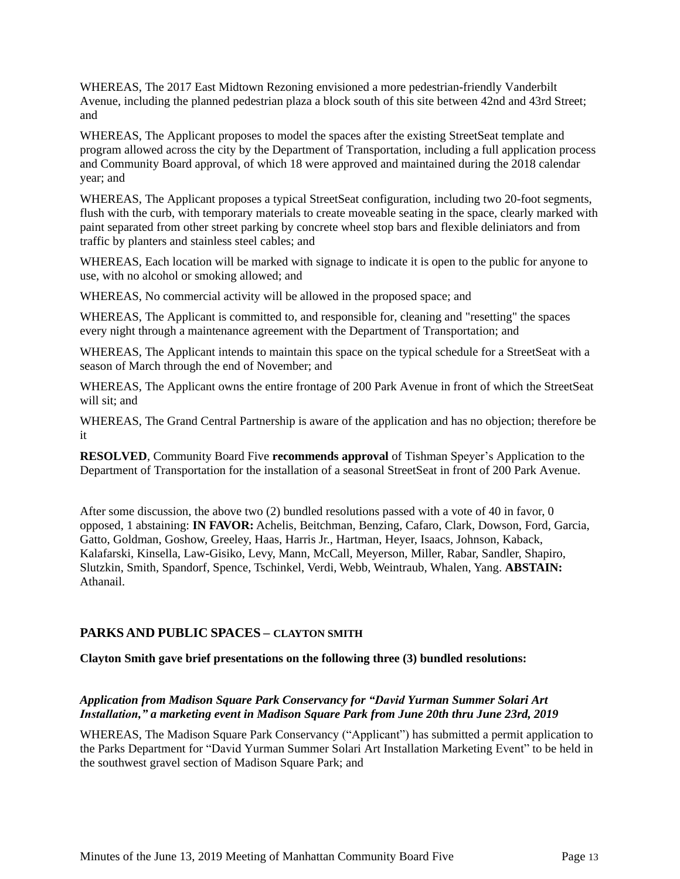WHEREAS, The 2017 East Midtown Rezoning envisioned a more pedestrian-friendly Vanderbilt Avenue, including the planned pedestrian plaza a block south of this site between 42nd and 43rd Street; and

WHEREAS, The Applicant proposes to model the spaces after the existing StreetSeat template and program allowed across the city by the Department of Transportation, including a full application process and Community Board approval, of which 18 were approved and maintained during the 2018 calendar year; and

WHEREAS, The Applicant proposes a typical StreetSeat configuration, including two 20-foot segments, flush with the curb, with temporary materials to create moveable seating in the space, clearly marked with paint separated from other street parking by concrete wheel stop bars and flexible deliniators and from traffic by planters and stainless steel cables; and

WHEREAS, Each location will be marked with signage to indicate it is open to the public for anyone to use, with no alcohol or smoking allowed; and

WHEREAS, No commercial activity will be allowed in the proposed space; and

WHEREAS, The Applicant is committed to, and responsible for, cleaning and "resetting" the spaces every night through a maintenance agreement with the Department of Transportation; and

WHEREAS, The Applicant intends to maintain this space on the typical schedule for a StreetSeat with a season of March through the end of November; and

WHEREAS, The Applicant owns the entire frontage of 200 Park Avenue in front of which the StreetSeat will sit; and

WHEREAS, The Grand Central Partnership is aware of the application and has no objection; therefore be it

**RESOLVED**, Community Board Five **recommends approval** of Tishman Speyer's Application to the Department of Transportation for the installation of a seasonal StreetSeat in front of 200 Park Avenue.

After some discussion, the above two (2) bundled resolutions passed with a vote of 40 in favor, 0 opposed, 1 abstaining: **IN FAVOR:** Achelis, Beitchman, Benzing, Cafaro, Clark, Dowson, Ford, Garcia, Gatto, Goldman, Goshow, Greeley, Haas, Harris Jr., Hartman, Heyer, Isaacs, Johnson, Kaback, Kalafarski, Kinsella, Law-Gisiko, Levy, Mann, McCall, Meyerson, Miller, Rabar, Sandler, Shapiro, Slutzkin, Smith, Spandorf, Spence, Tschinkel, Verdi, Webb, Weintraub, Whalen, Yang. **ABSTAIN:** Athanail.

## PARKS AND PUBLIC SPACES – CLAYTON SMITH

**Clayton Smith gave brief presentations on the following three (3) bundled resolutions:**

***Application from Madison Square Park Conservancy for "David Yurman Summer Solari Art Installation," a marketing event in Madison Square Park from June 20th thru June 23rd, 2019***

WHEREAS, The Madison Square Park Conservancy ("Applicant") has submitted a permit application to the Parks Department for "David Yurman Summer Solari Art Installation Marketing Event" to be held in the southwest gravel section of Madison Square Park; and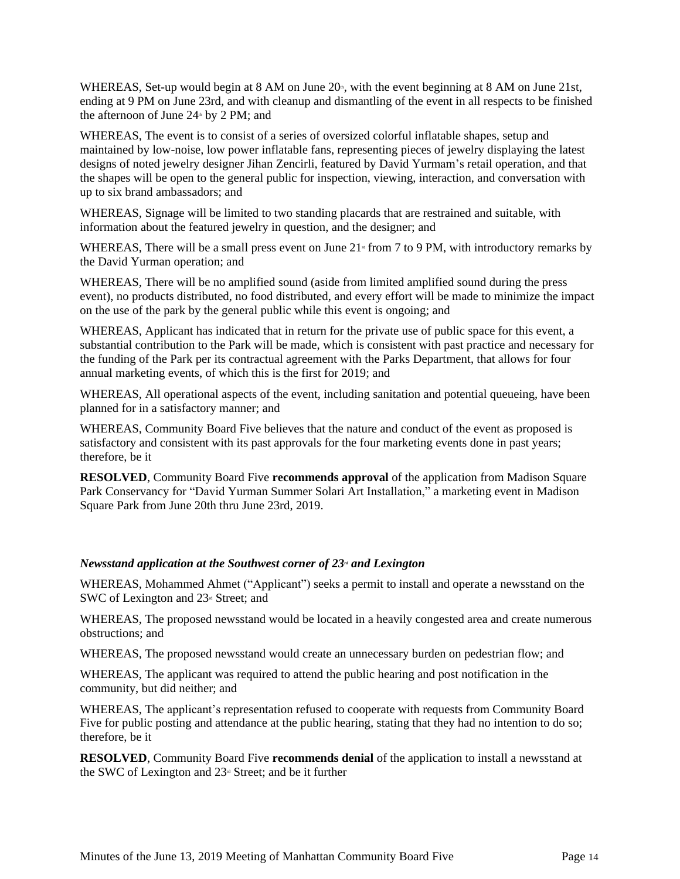WHEREAS, Set-up would begin at 8 AM on June 20th, with the event beginning at 8 AM on June 21st, ending at 9 PM on June 23rd, and with cleanup and dismantling of the event in all respects to be finished the afternoon of June 24th by 2 PM; and

WHEREAS, The event is to consist of a series of oversized colorful inflatable shapes, setup and maintained by low-noise, low power inflatable fans, representing pieces of jewelry displaying the latest designs of noted jewelry designer Jihan Zencirli, featured by David Yurmam's retail operation, and that the shapes will be open to the general public for inspection, viewing, interaction, and conversation with up to six brand ambassadors; and

WHEREAS, Signage will be limited to two standing placards that are restrained and suitable, with information about the featured jewelry in question, and the designer; and

WHEREAS, There will be a small press event on June 21st from 7 to 9 PM, with introductory remarks by the David Yurman operation; and

WHEREAS, There will be no amplified sound (aside from limited amplified sound during the press event), no products distributed, no food distributed, and every effort will be made to minimize the impact on the use of the park by the general public while this event is ongoing; and

WHEREAS, Applicant has indicated that in return for the private use of public space for this event, a substantial contribution to the Park will be made, which is consistent with past practice and necessary for the funding of the Park per its contractual agreement with the Parks Department, that allows for four annual marketing events, of which this is the first for 2019; and

WHEREAS, All operational aspects of the event, including sanitation and potential queueing, have been planned for in a satisfactory manner; and

WHEREAS, Community Board Five believes that the nature and conduct of the event as proposed is satisfactory and consistent with its past approvals for the four marketing events done in past years; therefore, be it

**RESOLVED**, Community Board Five **recommends approval** of the application from Madison Square Park Conservancy for "David Yurman Summer Solari Art Installation," a marketing event in Madison Square Park from June 20th thru June 23rd, 2019.

***Newsstand application at the Southwest corner of 23rd and Lexington***

WHEREAS, Mohammed Ahmet ("Applicant") seeks a permit to install and operate a newsstand on the SWC of Lexington and 23rd Street; and

WHEREAS, The proposed newsstand would be located in a heavily congested area and create numerous obstructions; and

WHEREAS, The proposed newsstand would create an unnecessary burden on pedestrian flow; and

WHEREAS, The applicant was required to attend the public hearing and post notification in the community, but did neither; and

WHEREAS, The applicant's representation refused to cooperate with requests from Community Board Five for public posting and attendance at the public hearing, stating that they had no intention to do so; therefore, be it

**RESOLVED**, Community Board Five **recommends denial** of the application to install a newsstand at the SWC of Lexington and 23rd Street; and be it further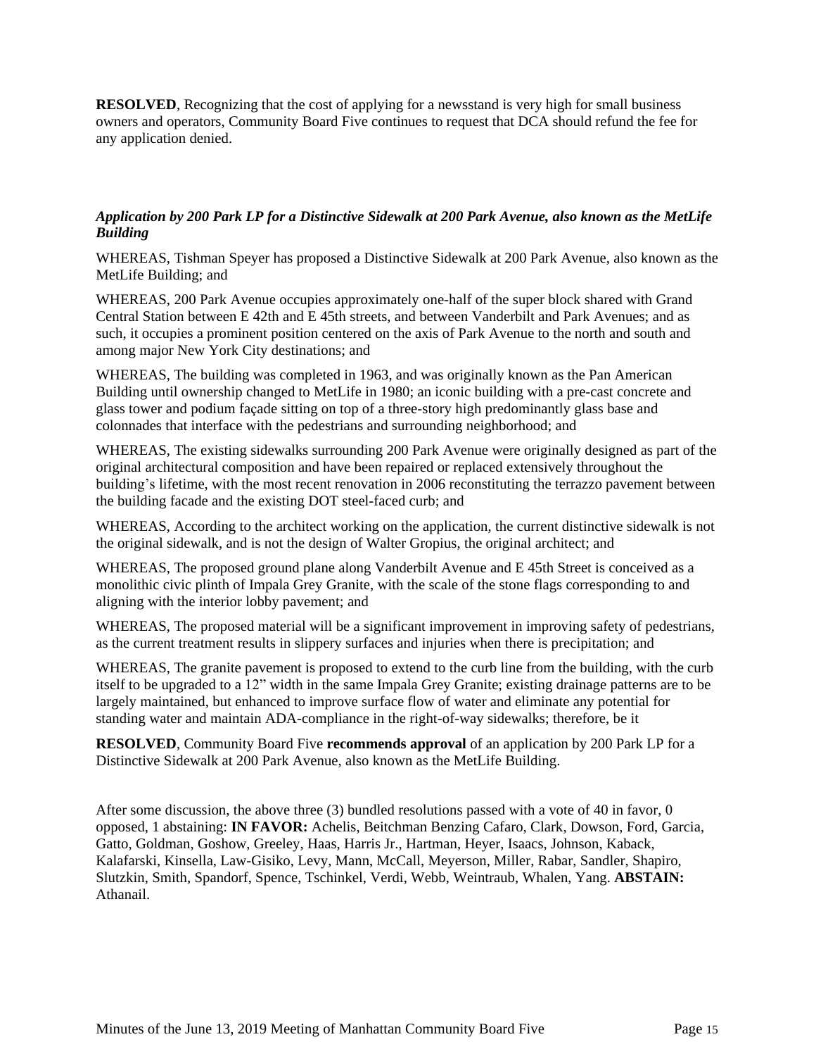**RESOLVED**, Recognizing that the cost of applying for a newsstand is very high for small business owners and operators, Community Board Five continues to request that DCA should refund the fee for any application denied.

***Application by 200 Park LP for a Distinctive Sidewalk at 200 Park Avenue, also known as the MetLife Building***

WHEREAS, Tishman Speyer has proposed a Distinctive Sidewalk at 200 Park Avenue, also known as the MetLife Building; and

WHEREAS, 200 Park Avenue occupies approximately one-half of the super block shared with Grand Central Station between E 42th and E 45th streets, and between Vanderbilt and Park Avenues; and as such, it occupies a prominent position centered on the axis of Park Avenue to the north and south and among major New York City destinations; and

WHEREAS, The building was completed in 1963, and was originally known as the Pan American Building until ownership changed to MetLife in 1980; an iconic building with a pre-cast concrete and glass tower and podium façade sitting on top of a three-story high predominantly glass base and colonnades that interface with the pedestrians and surrounding neighborhood; and

WHEREAS, The existing sidewalks surrounding 200 Park Avenue were originally designed as part of the original architectural composition and have been repaired or replaced extensively throughout the building's lifetime, with the most recent renovation in 2006 reconstituting the terrazzo pavement between the building facade and the existing DOT steel-faced curb; and

WHEREAS, According to the architect working on the application, the current distinctive sidewalk is not the original sidewalk, and is not the design of Walter Gropius, the original architect; and

WHEREAS, The proposed ground plane along Vanderbilt Avenue and E 45th Street is conceived as a monolithic civic plinth of Impala Grey Granite, with the scale of the stone flags corresponding to and aligning with the interior lobby pavement; and

WHEREAS, The proposed material will be a significant improvement in improving safety of pedestrians, as the current treatment results in slippery surfaces and injuries when there is precipitation; and

WHEREAS, The granite pavement is proposed to extend to the curb line from the building, with the curb itself to be upgraded to a 12" width in the same Impala Grey Granite; existing drainage patterns are to be largely maintained, but enhanced to improve surface flow of water and eliminate any potential for standing water and maintain ADA-compliance in the right-of-way sidewalks; therefore, be it

**RESOLVED**, Community Board Five **recommends approval** of an application by 200 Park LP for a Distinctive Sidewalk at 200 Park Avenue, also known as the MetLife Building.

After some discussion, the above three (3) bundled resolutions passed with a vote of 40 in favor, 0 opposed, 1 abstaining: **IN FAVOR:** Achelis, Beitchman Benzing Cafaro, Clark, Dowson, Ford, Garcia, Gatto, Goldman, Goshow, Greeley, Haas, Harris Jr., Hartman, Heyer, Isaacs, Johnson, Kaback, Kalafarski, Kinsella, Law-Gisiko, Levy, Mann, McCall, Meyerson, Miller, Rabar, Sandler, Shapiro, Slutzkin, Smith, Spandorf, Spence, Tschinkel, Verdi, Webb, Weintraub, Whalen, Yang. **ABSTAIN:** Athanail.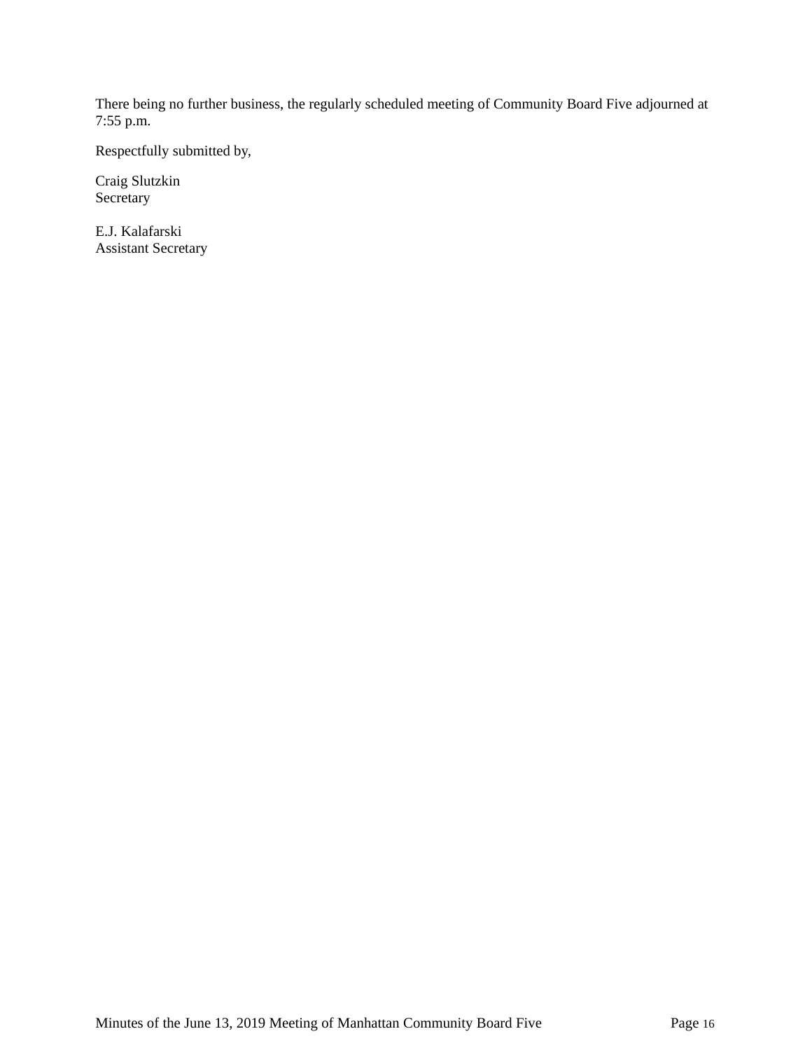There being no further business, the regularly scheduled meeting of Community Board Five adjourned at 7:55 p.m.

Respectfully submitted by,

Craig Slutzkin  
Secretary

E.J. Kalafarski  
Assistant Secretary